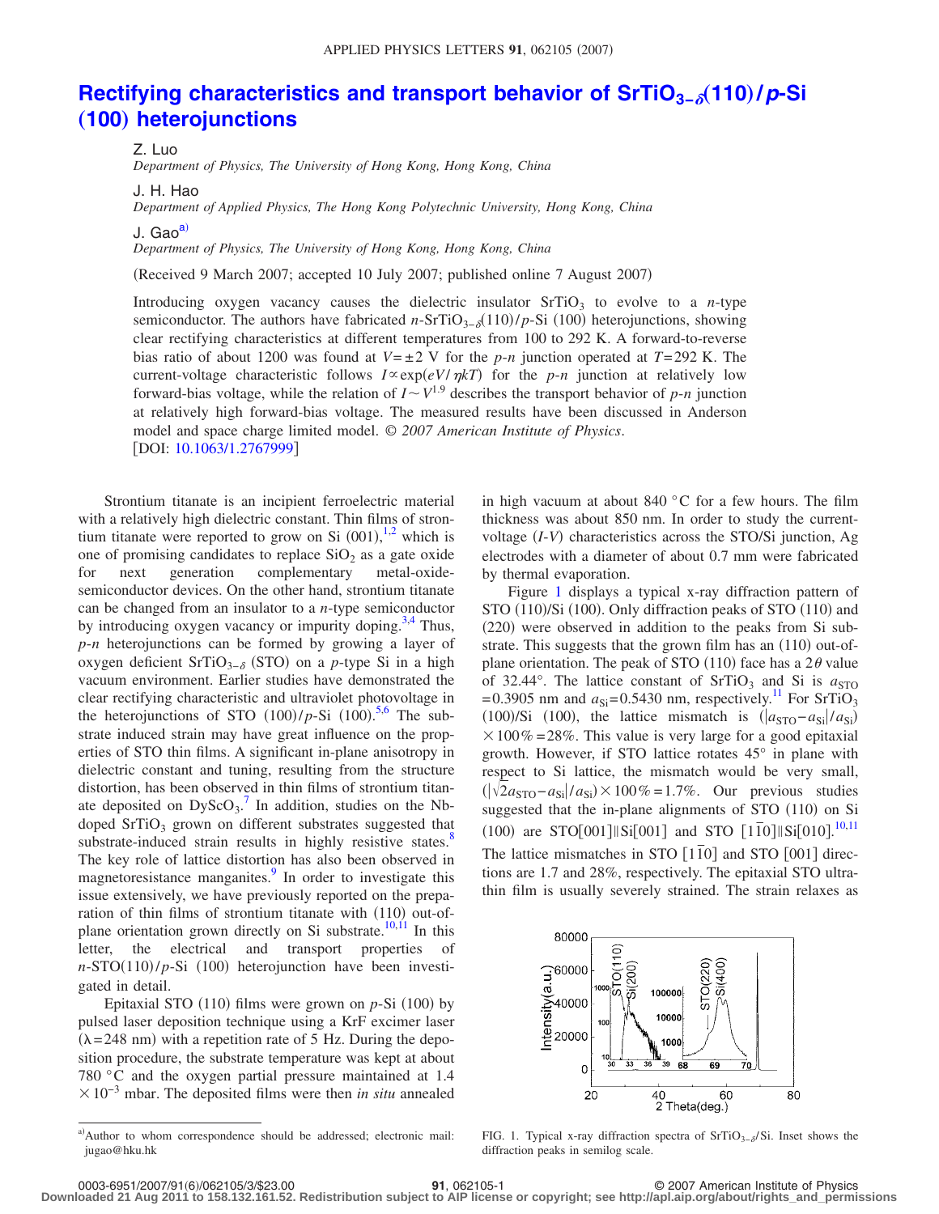# Rectifying characteristics and transport behavior of $SrTiO_{3-\delta}(110)/p$-Si (100) heterojunctions

Z. Luo
*Department of Physics, The University of Hong Kong, Hong Kong, China*

J. H. Hao
*Department of Applied Physics, The Hong Kong Polytechnic University, Hong Kong, China*

J. Gao[a]
*Department of Physics, The University of Hong Kong, Hong Kong, China*

(Received 9 March 2007; accepted 10 July 2007; published online 7 August 2007)

Introducing oxygen vacancy causes the dielectric insulator $SrTiO_3$ to evolve to a *n*-type semiconductor. The authors have fabricated *n*-$SrTiO_{3-\delta}(110)/p$-Si (100) heterojunctions, showing clear rectifying characteristics at different temperatures from 100 to 292 K. A forward-to-reverse bias ratio of about 1200 was found at $V=\pm 2$ V for the *p-n* junction operated at $T=292$ K. The current-voltage characteristic follows $I \propto \exp(eV/\eta kT)$ for the *p-n* junction at relatively low forward-bias voltage, while the relation of $I \sim V^{1.9}$ describes the transport behavior of *p-n* junction at relatively high forward-bias voltage. The measured results have been discussed in Anderson model and space charge limited model. © *2007 American Institute of Physics*. [DOI: 10.1063/1.2767999]

Strontium titanate is an incipient ferroelectric material with a relatively high dielectric constant. Thin films of strontium titanate were reported to grow on Si (001),[1,2] which is one of promising candidates to replace $SiO_2$ as a gate oxide for next generation complementary metal-oxide-semiconductor devices. On the other hand, strontium titanate can be changed from an insulator to a *n*-type semiconductor by introducing oxygen vacancy or impurity doping.[3,4] Thus, *p-n* heterojunctions can be formed by growing a layer of oxygen deficient $SrTiO_{3-\delta}$ (STO) on a *p*-type Si in a high vacuum environment. Earlier studies have demonstrated the clear rectifying characteristic and ultraviolet photovoltage in the heterojunctions of STO (100)/*p*-Si (100).[5,6] The substrate induced strain may have great influence on the properties of STO thin films. A significant in-plane anisotropy in dielectric constant and tuning, resulting from the structure distortion, has been observed in thin films of strontium titanate deposited on $DyScO_3$.[7] In addition, studies on the Nb-doped $SrTiO_3$ grown on different substrates suggested that substrate-induced strain results in highly resistive states.[8] The key role of lattice distortion has also been observed in magnetoresistance manganites.[9] In order to investigate this issue extensively, we have previously reported on the preparation of thin films of strontium titanate with (110) out-of-plane orientation grown directly on Si substrate.[10,11] In this letter, the electrical and transport properties of *n*-STO(110)/*p*-Si (100) heterojunction have been investigated in detail.

Epitaxial STO (110) films were grown on *p*-Si (100) by pulsed laser deposition technique using a KrF excimer laser ($\lambda=248$ nm) with a repetition rate of 5 Hz. During the deposition procedure, the substrate temperature was kept at about 780 °C and the oxygen partial pressure maintained at $1.4 \times 10^{-3}$ mbar. The deposited films were then *in situ* annealed in high vacuum at about 840 °C for a few hours. The film thickness was about 850 nm. In order to study the current-voltage (*I-V*) characteristics across the STO/Si junction, Ag electrodes with a diameter of about 0.7 mm were fabricated by thermal evaporation.

Figure 1 displays a typical x-ray diffraction pattern of STO (110)/Si (100). Only diffraction peaks of STO (110) and (220) were observed in addition to the peaks from Si substrate. This suggests that the grown film has an (110) out-of-plane orientation. The peak of STO (110) face has a $2\theta$ value of 32.44°. The lattice constant of $SrTiO_3$ and Si is $a_{STO}=0.3905$ nm and $a_{Si}=0.5430$ nm, respectively.[11] For $SrTiO_3$ (100)/Si (100), the lattice mismatch is $(|a_{STO}-a_{Si}|/a_{Si})\times 100\% = 28\%$. This value is very large for a good epitaxial growth. However, if STO lattice rotates 45° in plane with respect to Si lattice, the mismatch would be very small, $(|\sqrt{2}a_{STO}-a_{Si}|/a_{Si})\times 100\% = 1.7\%$. Our previous studies suggested that the in-plane alignments of STO (110) on Si (100) are STO[001]‖Si[001] and STO [1$\bar{1}$0]‖Si[010].[10,11] The lattice mismatches in STO [1$\bar{1}$0] and STO [001] directions are 1.7 and 28%, respectively. The epitaxial STO ultrathin film is usually severely strained. The strain relaxes as

80000
60000
40000
20000
0
Intensity(a.u.)
20 40 60 80
2 Theta(deg.)
STO(110) Si(200)
1000 100 10
30 33 36 39
STO(220) Si(400)
100000 10000 1000
68 69 70

FIG. 1. Typical x-ray diffraction spectra of $SrTiO_{3-\delta}$/Si. Inset shows the diffraction peaks in semilog scale.

[a]Author to whom correspondence should be addressed; electronic mail: jugao@hku.hk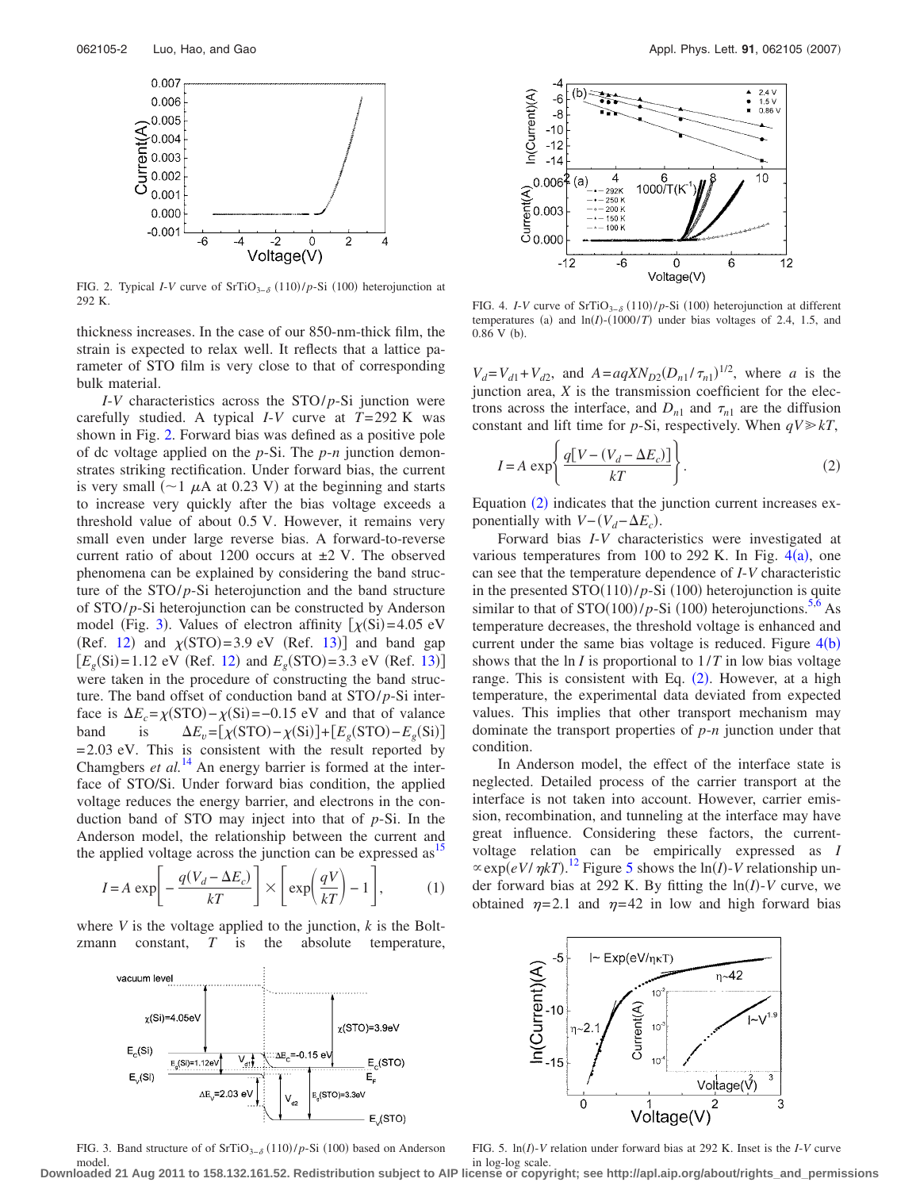0.007
0.006
0.005
0.004
0.003
0.002
0.001
0.000
-0.001
Current(A)
-6 -4 -2 0 2 4
Voltage(V)

FIG. 2. Typical *I-V* curve of $SrTiO_{3-\delta}$ (110)/*p*-Si (100) heterojunction at 292 K.

thickness increases. In the case of our 850-nm-thick film, the strain is expected to relax well. It reflects that a lattice parameter of STO film is very close to that of corresponding bulk material.

*I-V* characteristics across the STO/*p*-Si junction were carefully studied. A typical *I-V* curve at $T=292$ K was shown in Fig. 2. Forward bias was defined as a positive pole of dc voltage applied on the *p*-Si. The *p-n* junction demonstrates striking rectification. Under forward bias, the current is very small ($\sim 1$ $\mu$A at 0.23 V) at the beginning and starts to increase very quickly after the bias voltage exceeds a threshold value of about 0.5 V. However, it remains very small even under large reverse bias. A forward-to-reverse current ratio of about 1200 occurs at $\pm 2$ V. The observed phenomena can be explained by considering the band structure of the STO/*p*-Si heterojunction and the band structure of STO/*p*-Si heterojunction can be constructed by Anderson model (Fig. 3). Values of electron affinity [$\chi$(Si)=4.05 eV (Ref. 12) and $\chi$(STO)=3.9 eV (Ref. 13)] and band gap [$E_g$(Si)=1.12 eV (Ref. 12) and $E_g$(STO)=3.3 eV (Ref. 13)] were taken in the procedure of constructing the band structure. The band offset of conduction band at STO/*p*-Si interface is $\Delta E_c = \chi(\mathrm{STO}) - \chi(\mathrm{Si}) = -0.15$ eV and that of valance band is $\Delta E_v = [\chi(\mathrm{STO}) - \chi(\mathrm{Si})] + [E_g(\mathrm{STO}) - E_g(\mathrm{Si})] = 2.03$ eV. This is consistent with the result reported by Chamgbers *et al.*[14] An energy barrier is formed at the interface of STO/Si. Under forward bias condition, the applied voltage reduces the energy barrier, and electrons in the conduction band of STO may inject into that of *p*-Si. In the Anderson model, the relationship between the current and the applied voltage across the junction can be expressed as[15]

$$I = A \exp\left[-\frac{q(V_d - \Delta E_c)}{kT}\right] \times \left[\exp\left(\frac{qV}{kT}\right) - 1\right], \qquad (1)$$

where $V$ is the voltage applied to the junction, $k$ is the Boltzmann constant, $T$ is the absolute temperature,

vacuum level
χ(Si)=4.05eV
χ(STO)=3.9eV
$E_c$(Si)
$E_g$(Si)=1.12eV
$V_{d1}$
$\Delta E_c$=-0.15 eV
$E_c$(STO)
$E_v$(Si)
$E_F$
$\Delta E_v$=2.03 eV
$V_{d2}$
$E_g$(STO)=3.3eV
$E_V$(STO)

FIG. 3. Band structure of of $SrTiO_{3-\delta}$ (110)/*p*-Si (100) based on Anderson model.

(b)
ln(Current)(A)
-4 -6 -8 -10 -12 -14
2.4 V
1.5 V
0.86 V
4 6 8 10
1000/T(K$^{-1}$)
(a)
0.006
0.003
0.000
Current(A)
292K
250 K
200 K
150 K
100 K
-12 -6 0 6 12
Voltage(V)

FIG. 4. *I-V* curve of $SrTiO_{3-\delta}$ (110)/*p*-Si (100) heterojunction at different temperatures (a) and ln(*I*)-(1000/*T*) under bias voltages of 2.4, 1.5, and 0.86 V (b).

$V_d = V_{d1} + V_{d2}$, and $A = aqXN_{D2}(D_{n1}/\tau_{n1})^{1/2}$, where $a$ is the junction area, $X$ is the transmission coefficient for the electrons across the interface, and $D_{n1}$ and $\tau_{n1}$ are the diffusion constant and lift time for *p*-Si, respectively. When $qV \gg kT$,

$$I = A \exp\left\{\frac{q[V - (V_d - \Delta E_c)]}{kT}\right\}. \qquad (2)$$

Equation (2) indicates that the junction current increases exponentially with $V - (V_d - \Delta E_c)$.

Forward bias *I-V* characteristics were investigated at various temperatures from 100 to 292 K. In Fig. 4(a), one can see that the temperature dependence of *I-V* characteristic in the presented STO(110)/*p*-Si (100) heterojunction is quite similar to that of STO(100)/*p*-Si (100) heterojunctions.[5,6] As temperature decreases, the threshold voltage is enhanced and current under the same bias voltage is reduced. Figure 4(b) shows that the ln *I* is proportional to $1/T$ in low bias voltage range. This is consistent with Eq. (2). However, at a high temperature, the experimental data deviated from expected values. This implies that other transport mechanism may dominate the transport properties of *p-n* junction under that condition.

In Anderson model, the effect of the interface state is neglected. Detailed process of the carrier transport at the interface is not taken into account. However, carrier emission, recombination, and tunneling at the interface may have great influence. Considering these factors, the current-voltage relation can be empirically expressed as $I \propto \exp(eV/\eta kT)$.[12] Figure 5 shows the ln(*I*)-*V* relationship under forward bias at 292 K. By fitting the ln(*I*)-*V* curve, we obtained $\eta=2.1$ and $\eta=42$ in low and high forward bias

I~ Exp(eV/ηκT)
η~42
η~2.1
I~V$^{1.9}$
ln(Current)(A)
-5 -10 -15
Current(A)
Voltage(V)
0 1 2 3
Voltage(V)

FIG. 5. ln(*I*)-*V* relation under forward bias at 292 K. Inset is the *I-V* curve in log-log scale.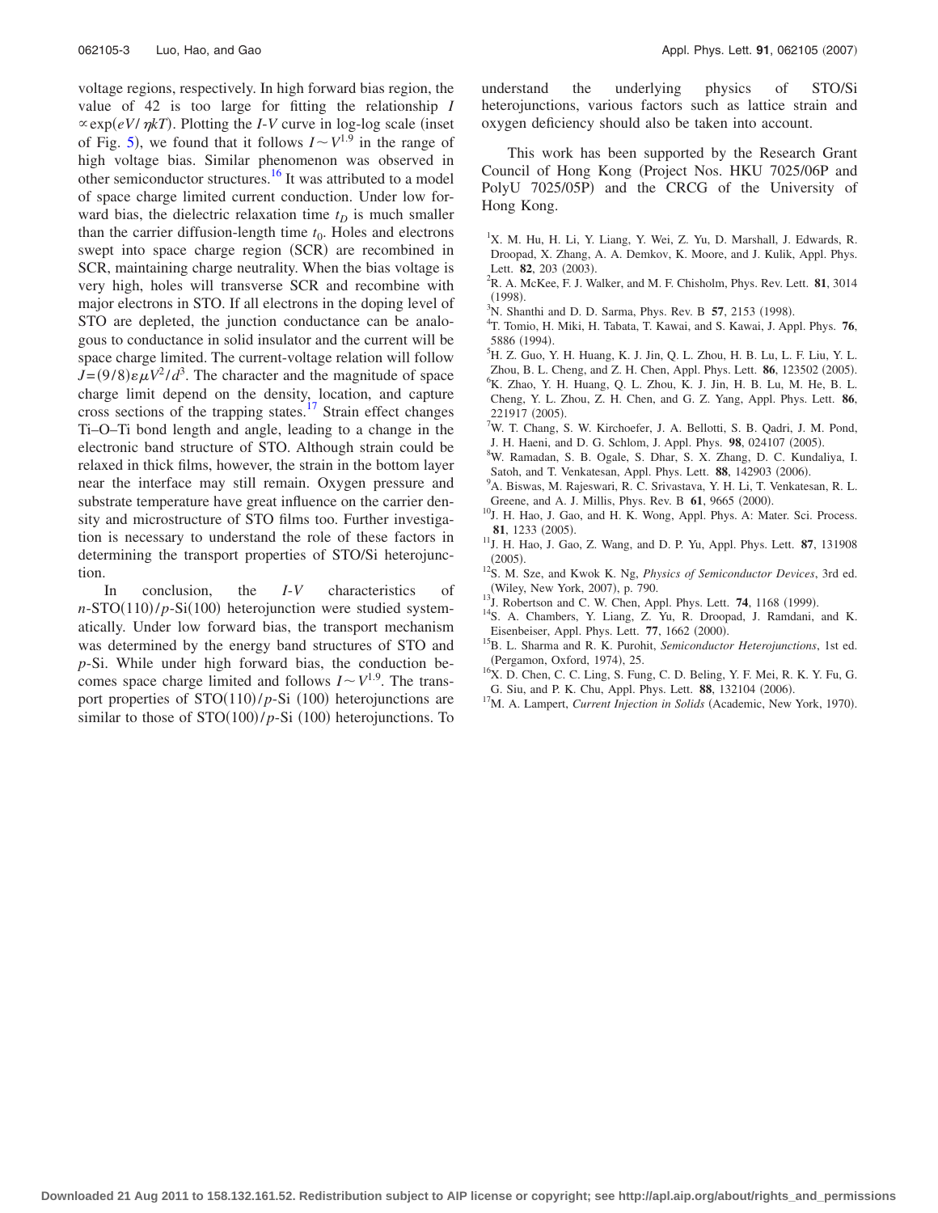voltage regions, respectively. In high forward bias region, the value of 42 is too large for fitting the relationship $I \propto \exp(eV/\eta kT)$. Plotting the *I-V* curve in log-log scale (inset of Fig. 5), we found that it follows $I \sim V^{1.9}$ in the range of high voltage bias. Similar phenomenon was observed in other semiconductor structures.[16] It was attributed to a model of space charge limited current conduction. Under low forward bias, the dielectric relaxation time $t_D$ is much smaller than the carrier diffusion-length time $t_0$. Holes and electrons swept into space charge region (SCR) are recombined in SCR, maintaining charge neutrality. When the bias voltage is very high, holes will transverse SCR and recombine with major electrons in STO. If all electrons in the doping level of STO are depleted, the junction conductance can be analogous to conductance in solid insulator and the current will be space charge limited. The current-voltage relation will follow $J=(9/8)\varepsilon\mu V^2/d^3$. The character and the magnitude of space charge limit depend on the density, location, and capture cross sections of the trapping states.[17] Strain effect changes Ti–O–Ti bond length and angle, leading to a change in the electronic band structure of STO. Although strain could be relaxed in thick films, however, the strain in the bottom layer near the interface may still remain. Oxygen pressure and substrate temperature have great influence on the carrier density and microstructure of STO films too. Further investigation is necessary to understand the role of these factors in determining the transport properties of STO/Si heterojunction.

In conclusion, the *I-V* characteristics of $n$-STO(110)/$p$-Si(100) heterojunction were studied systematically. Under low forward bias, the transport mechanism was determined by the energy band structures of STO and $p$-Si. While under high forward bias, the conduction becomes space charge limited and follows $I \sim V^{1.9}$. The transport properties of STO(110)/$p$-Si (100) heterojunctions are similar to those of STO(100)/$p$-Si (100) heterojunctions. To understand the underlying physics of STO/Si heterojunctions, various factors such as lattice strain and oxygen deficiency should also be taken into account.

This work has been supported by the Research Grant Council of Hong Kong (Project Nos. HKU 7025/06P and PolyU 7025/05P) and the CRCG of the University of Hong Kong.

[1] X. M. Hu, H. Li, Y. Liang, Y. Wei, Z. Yu, D. Marshall, J. Edwards, R. Droopad, X. Zhang, A. A. Demkov, K. Moore, and J. Kulik, Appl. Phys. Lett. **82**, 203 (2003).
[2] R. A. McKee, F. J. Walker, and M. F. Chisholm, Phys. Rev. Lett. **81**, 3014 (1998).
[3] N. Shanthi and D. D. Sarma, Phys. Rev. B **57**, 2153 (1998).
[4] T. Tomio, H. Miki, H. Tabata, T. Kawai, and S. Kawai, J. Appl. Phys. **76**, 5886 (1994).
[5] H. Z. Guo, Y. H. Huang, K. J. Jin, Q. L. Zhou, H. B. Lu, L. F. Liu, Y. L. Zhou, B. L. Cheng, and Z. H. Chen, Appl. Phys. Lett. **86**, 123502 (2005).
[6] K. Zhao, Y. H. Huang, Q. L. Zhou, K. J. Jin, H. B. Lu, M. He, B. L. Cheng, Y. L. Zhou, Z. H. Chen, and G. Z. Yang, Appl. Phys. Lett. **86**, 221917 (2005).
[7] W. T. Chang, S. W. Kirchoefer, J. A. Bellotti, S. B. Qadri, J. M. Pond, J. H. Haeni, and D. G. Schlom, J. Appl. Phys. **98**, 024107 (2005).
[8] W. Ramadan, S. B. Ogale, S. Dhar, S. X. Zhang, D. C. Kundaliya, I. Satoh, and T. Venkatesan, Appl. Phys. Lett. **88**, 142903 (2006).
[9] A. Biswas, M. Rajeswari, R. C. Srivastava, Y. H. Li, T. Venkatesan, R. L. Greene, and A. J. Millis, Phys. Rev. B **61**, 9665 (2000).
[10] J. H. Hao, J. Gao, and H. K. Wong, Appl. Phys. A: Mater. Sci. Process. **81**, 1233 (2005).
[11] J. H. Hao, J. Gao, Z. Wang, and D. P. Yu, Appl. Phys. Lett. **87**, 131908 (2005).
[12] S. M. Sze, and Kwok K. Ng, *Physics of Semiconductor Devices*, 3rd ed. (Wiley, New York, 2007), p. 790.
[13] J. Robertson and C. W. Chen, Appl. Phys. Lett. **74**, 1168 (1999).
[14] S. A. Chambers, Y. Liang, Z. Yu, R. Droopad, J. Ramdani, and K. Eisenbeiser, Appl. Phys. Lett. **77**, 1662 (2000).
[15] B. L. Sharma and R. K. Purohit, *Semiconductor Heterojunctions*, 1st ed. (Pergamon, Oxford, 1974), 25.
[16] X. D. Chen, C. C. Ling, S. Fung, C. D. Beling, Y. F. Mei, R. K. Y. Fu, G. G. Siu, and P. K. Chu, Appl. Phys. Lett. **88**, 132104 (2006).
[17] M. A. Lampert, *Current Injection in Solids* (Academic, New York, 1970).